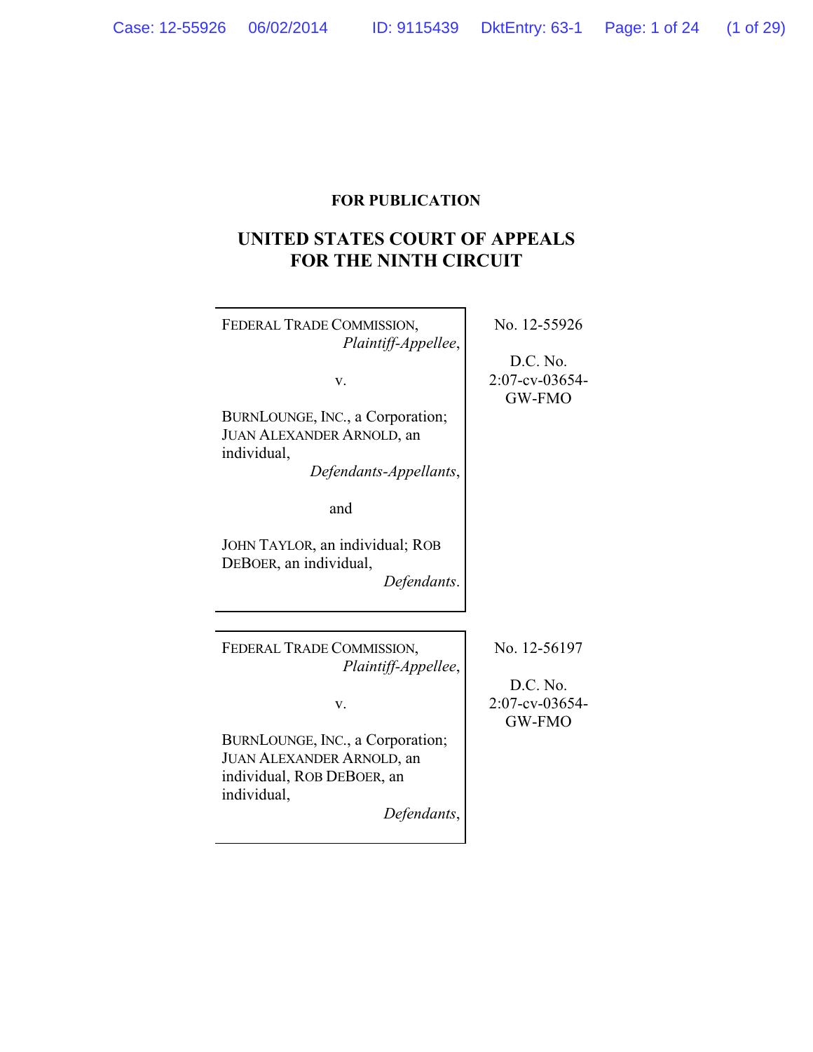**FOR PUBLICATION**

# UNITED STATES COURT OF APPEALS FOR THE NINTH CIRCUIT

FEDERAL TRADE COMMISSION,
*Plaintiff-Appellee*,

v.

BURNLOUNGE, INC., a Corporation; JUAN ALEXANDER ARNOLD, an individual,
*Defendants-Appellants*,

and

JOHN TAYLOR, an individual; ROB DEBOER, an individual,
*Defendants*.

No. 12-55926

D.C. No. 2:07-cv-03654-GW-FMO

---

FEDERAL TRADE COMMISSION,
*Plaintiff-Appellee*,

v.

BURNLOUNGE, INC., a Corporation; JUAN ALEXANDER ARNOLD, an individual, ROB DEBOER, an individual,
*Defendants*,

No. 12-56197

D.C. No. 2:07-cv-03654-GW-FMO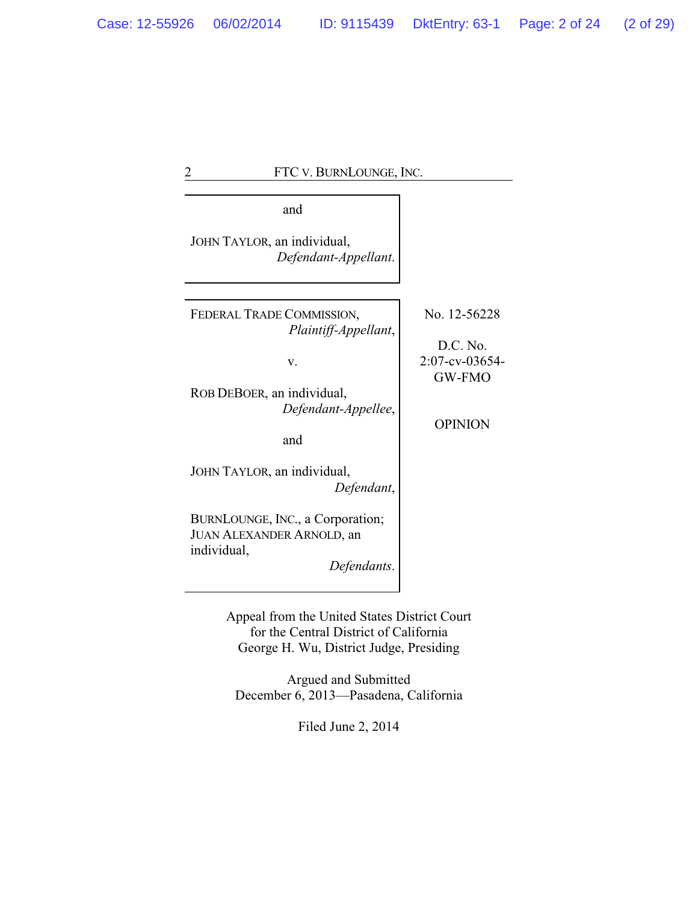and

JOHN TAYLOR, an individual,
*Defendant-Appellant.*

---

FEDERAL TRADE COMMISSION,
*Plaintiff-Appellant,*

v.

ROB DEBOER, an individual,
*Defendant-Appellee,*

and

JOHN TAYLOR, an individual,
*Defendant,*

BURNLOUNGE, INC., a Corporation; JUAN ALEXANDER ARNOLD, an individual,
*Defendants.*

No. 12-56228

D.C. No. 2:07-cv-03654-GW-FMO

OPINION

---

Appeal from the United States District Court
for the Central District of California
George H. Wu, District Judge, Presiding

Argued and Submitted
December 6, 2013—Pasadena, California

Filed June 2, 2014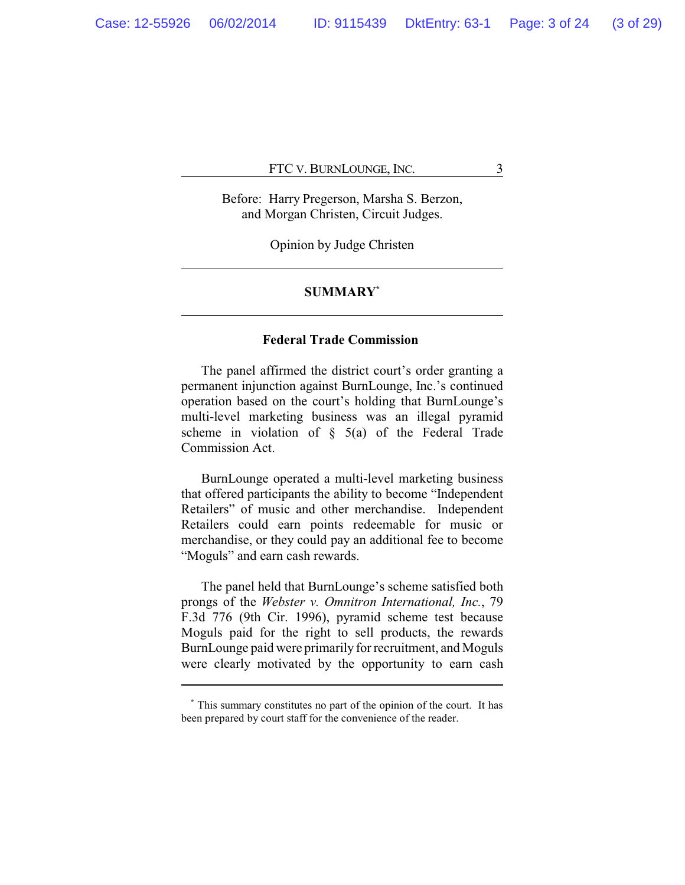Before: Harry Pregerson, Marsha S. Berzon, and Morgan Christen, Circuit Judges.

Opinion by Judge Christen

---

## SUMMARY[*]

---

### Federal Trade Commission

The panel affirmed the district court's order granting a permanent injunction against BurnLounge, Inc.'s continued operation based on the court's holding that BurnLounge's multi-level marketing business was an illegal pyramid scheme in violation of § 5(a) of the Federal Trade Commission Act.

BurnLounge operated a multi-level marketing business that offered participants the ability to become "Independent Retailers" of music and other merchandise. Independent Retailers could earn points redeemable for music or merchandise, or they could pay an additional fee to become "Moguls" and earn cash rewards.

The panel held that BurnLounge's scheme satisfied both prongs of the *Webster v. Omnitron International, Inc.*, 79 F.3d 776 (9th Cir. 1996), pyramid scheme test because Moguls paid for the right to sell products, the rewards BurnLounge paid were primarily for recruitment, and Moguls were clearly motivated by the opportunity to earn cash

---

[*] This summary constitutes no part of the opinion of the court. It has been prepared by court staff for the convenience of the reader.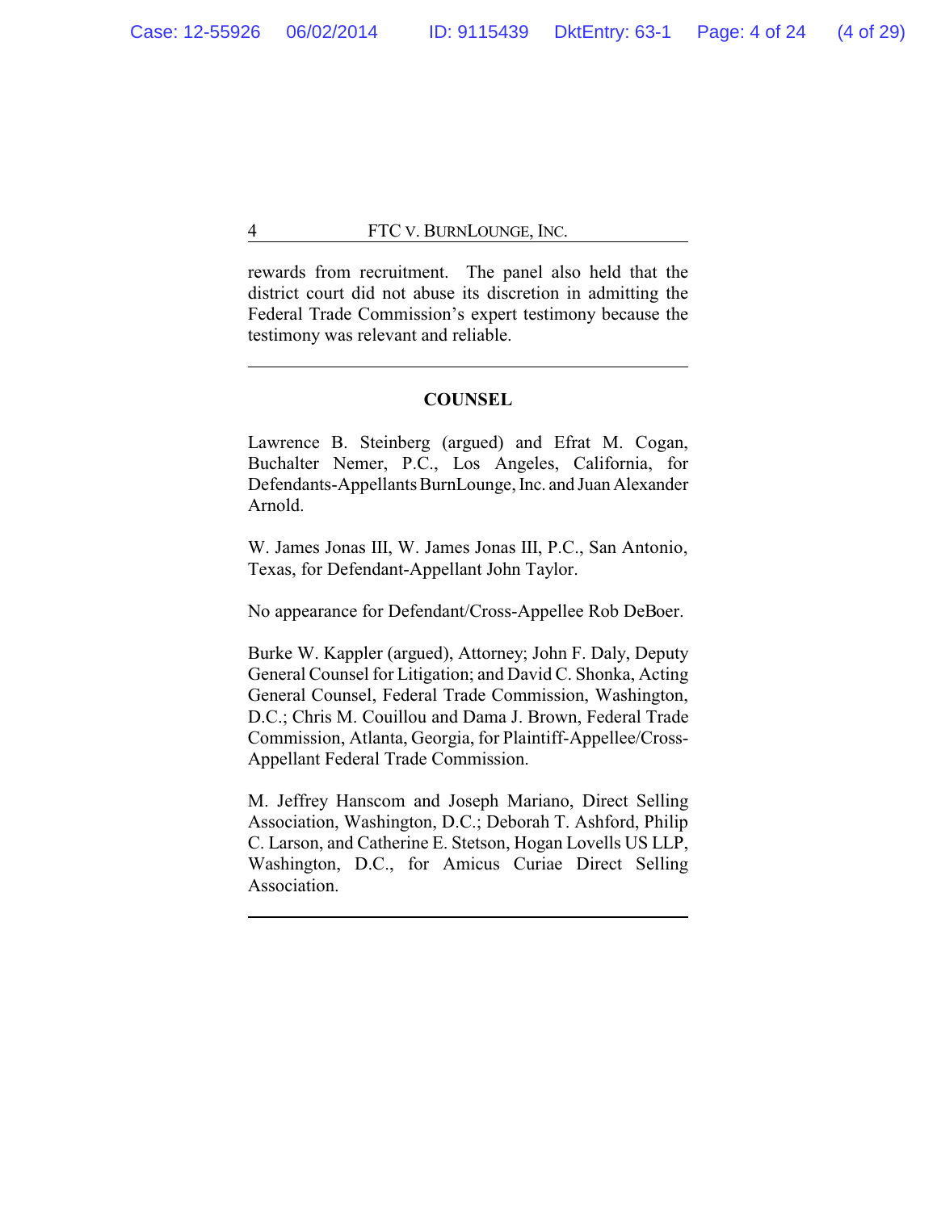rewards from recruitment. The panel also held that the district court did not abuse its discretion in admitting the Federal Trade Commission's expert testimony because the testimony was relevant and reliable.

---

## COUNSEL

Lawrence B. Steinberg (argued) and Efrat M. Cogan, Buchalter Nemer, P.C., Los Angeles, California, for Defendants-Appellants BurnLounge, Inc. and Juan Alexander Arnold.

W. James Jonas III, W. James Jonas III, P.C., San Antonio, Texas, for Defendant-Appellant John Taylor.

No appearance for Defendant/Cross-Appellee Rob DeBoer.

Burke W. Kappler (argued), Attorney; John F. Daly, Deputy General Counsel for Litigation; and David C. Shonka, Acting General Counsel, Federal Trade Commission, Washington, D.C.; Chris M. Couillou and Dama J. Brown, Federal Trade Commission, Atlanta, Georgia, for Plaintiff-Appellee/Cross-Appellant Federal Trade Commission.

M. Jeffrey Hanscom and Joseph Mariano, Direct Selling Association, Washington, D.C.; Deborah T. Ashford, Philip C. Larson, and Catherine E. Stetson, Hogan Lovells US LLP, Washington, D.C., for Amicus Curiae Direct Selling Association.

---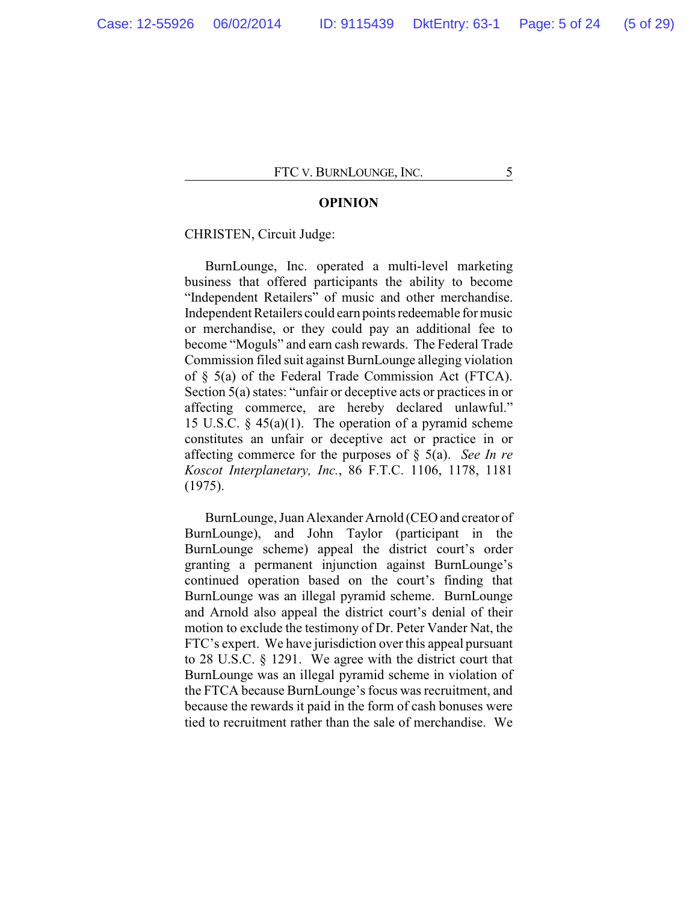## OPINION

CHRISTEN, Circuit Judge:

BurnLounge, Inc. operated a multi-level marketing business that offered participants the ability to become "Independent Retailers" of music and other merchandise. Independent Retailers could earn points redeemable for music or merchandise, or they could pay an additional fee to become "Moguls" and earn cash rewards. The Federal Trade Commission filed suit against BurnLounge alleging violation of § 5(a) of the Federal Trade Commission Act (FTCA). Section 5(a) states: "unfair or deceptive acts or practices in or affecting commerce, are hereby declared unlawful." 15 U.S.C. § 45(a)(1). The operation of a pyramid scheme constitutes an unfair or deceptive act or practice in or affecting commerce for the purposes of § 5(a). *See In re Koscot Interplanetary, Inc.*, 86 F.T.C. 1106, 1178, 1181 (1975).

BurnLounge, Juan Alexander Arnold (CEO and creator of BurnLounge), and John Taylor (participant in the BurnLounge scheme) appeal the district court's order granting a permanent injunction against BurnLounge's continued operation based on the court's finding that BurnLounge was an illegal pyramid scheme. BurnLounge and Arnold also appeal the district court's denial of their motion to exclude the testimony of Dr. Peter Vander Nat, the FTC's expert. We have jurisdiction over this appeal pursuant to 28 U.S.C. § 1291. We agree with the district court that BurnLounge was an illegal pyramid scheme in violation of the FTCA because BurnLounge's focus was recruitment, and because the rewards it paid in the form of cash bonuses were tied to recruitment rather than the sale of merchandise. We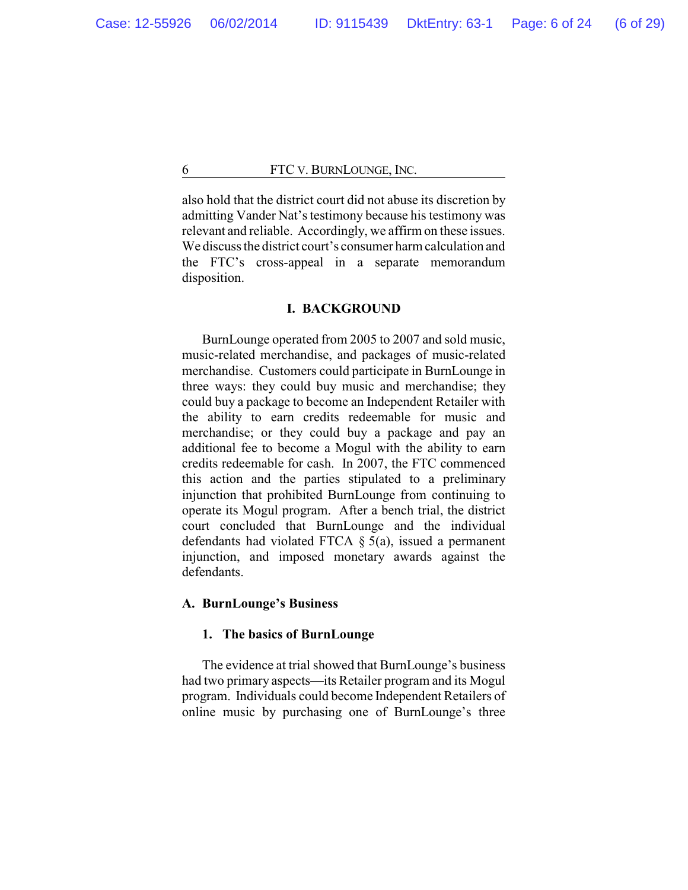also hold that the district court did not abuse its discretion by admitting Vander Nat's testimony because his testimony was relevant and reliable. Accordingly, we affirm on these issues. We discuss the district court's consumer harm calculation and the FTC's cross-appeal in a separate memorandum disposition.

## I. BACKGROUND

BurnLounge operated from 2005 to 2007 and sold music, music-related merchandise, and packages of music-related merchandise. Customers could participate in BurnLounge in three ways: they could buy music and merchandise; they could buy a package to become an Independent Retailer with the ability to earn credits redeemable for music and merchandise; or they could buy a package and pay an additional fee to become a Mogul with the ability to earn credits redeemable for cash. In 2007, the FTC commenced this action and the parties stipulated to a preliminary injunction that prohibited BurnLounge from continuing to operate its Mogul program. After a bench trial, the district court concluded that BurnLounge and the individual defendants had violated FTCA § 5(a), issued a permanent injunction, and imposed monetary awards against the defendants.

### A. BurnLounge's Business

#### 1. The basics of BurnLounge

The evidence at trial showed that BurnLounge's business had two primary aspects—its Retailer program and its Mogul program. Individuals could become Independent Retailers of online music by purchasing one of BurnLounge's three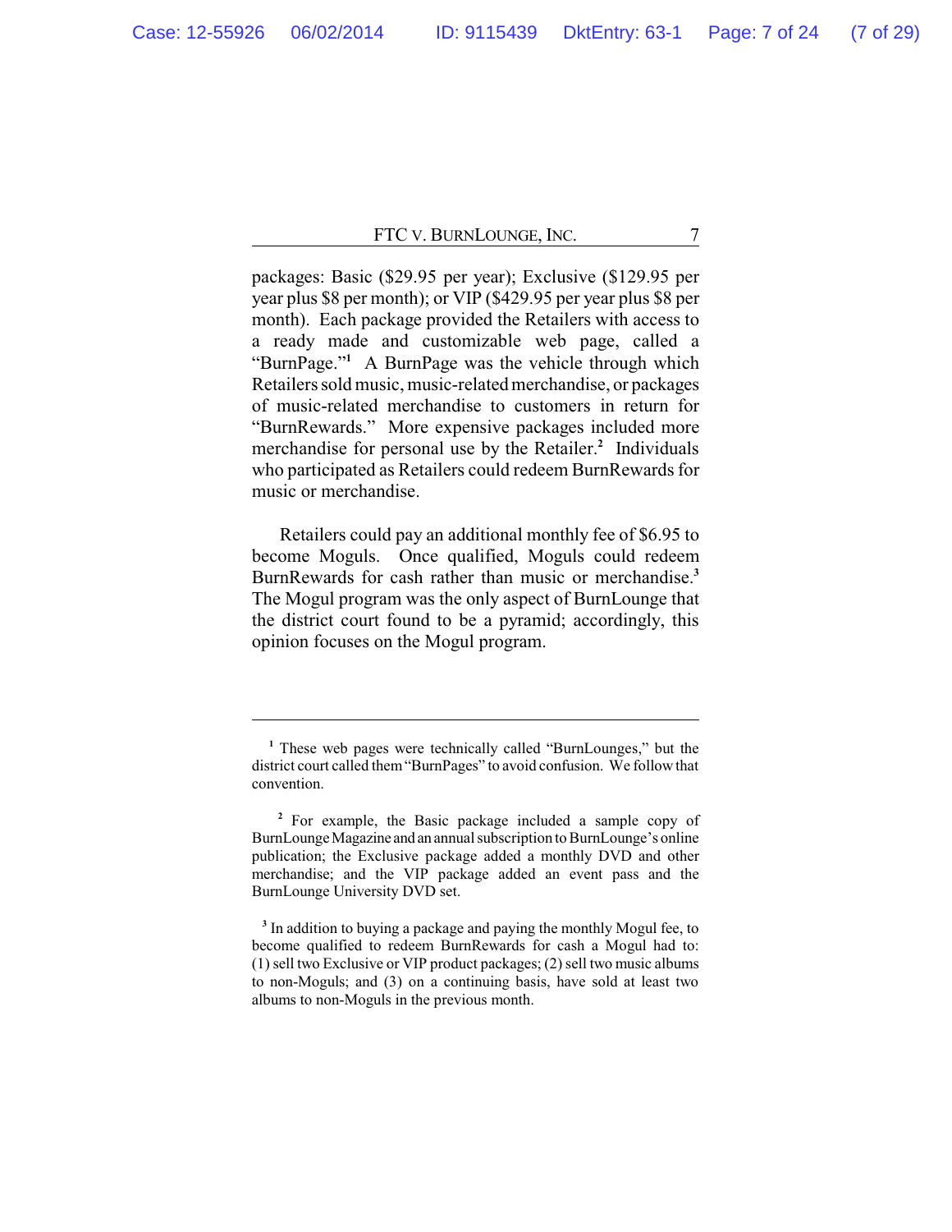packages: Basic ($29.95 per year); Exclusive ($129.95 per year plus $8 per month); or VIP ($429.95 per year plus $8 per month). Each package provided the Retailers with access to a ready made and customizable web page, called a "BurnPage."[1] A BurnPage was the vehicle through which Retailers sold music, music-related merchandise, or packages of music-related merchandise to customers in return for "BurnRewards." More expensive packages included more merchandise for personal use by the Retailer.[2] Individuals who participated as Retailers could redeem BurnRewards for music or merchandise.

Retailers could pay an additional monthly fee of $6.95 to become Moguls. Once qualified, Moguls could redeem BurnRewards for cash rather than music or merchandise.[3] The Mogul program was the only aspect of BurnLounge that the district court found to be a pyramid; accordingly, this opinion focuses on the Mogul program.

---

[1] These web pages were technically called "BurnLounges," but the district court called them "BurnPages" to avoid confusion. We follow that convention.

[2] For example, the Basic package included a sample copy of BurnLounge Magazine and an annual subscription to BurnLounge's online publication; the Exclusive package added a monthly DVD and other merchandise; and the VIP package added an event pass and the BurnLounge University DVD set.

[3] In addition to buying a package and paying the monthly Mogul fee, to become qualified to redeem BurnRewards for cash a Mogul had to: (1) sell two Exclusive or VIP product packages; (2) sell two music albums to non-Moguls; and (3) on a continuing basis, have sold at least two albums to non-Moguls in the previous month.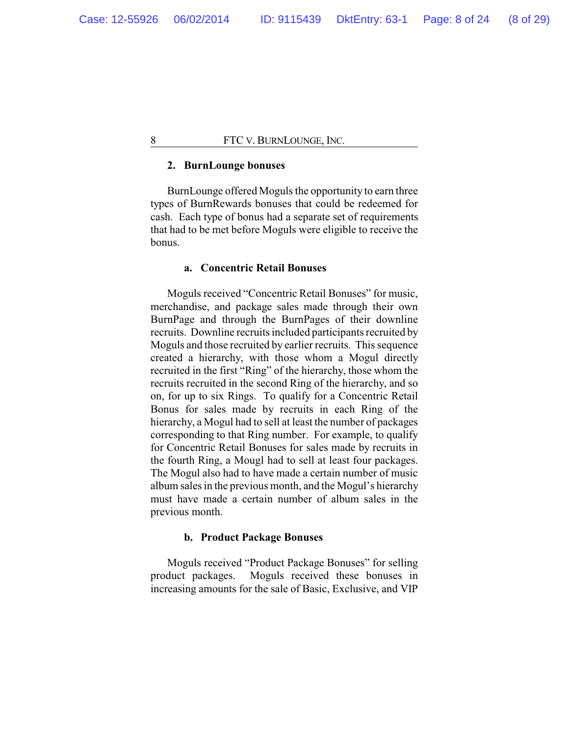### 2. BurnLounge bonuses

BurnLounge offered Moguls the opportunity to earn three types of BurnRewards bonuses that could be redeemed for cash. Each type of bonus had a separate set of requirements that had to be met before Moguls were eligible to receive the bonus.

#### a. Concentric Retail Bonuses

Moguls received "Concentric Retail Bonuses" for music, merchandise, and package sales made through their own BurnPage and through the BurnPages of their downline recruits. Downline recruits included participants recruited by Moguls and those recruited by earlier recruits. This sequence created a hierarchy, with those whom a Mogul directly recruited in the first "Ring" of the hierarchy, those whom the recruits recruited in the second Ring of the hierarchy, and so on, for up to six Rings. To qualify for a Concentric Retail Bonus for sales made by recruits in each Ring of the hierarchy, a Mogul had to sell at least the number of packages corresponding to that Ring number. For example, to qualify for Concentric Retail Bonuses for sales made by recruits in the fourth Ring, a Mougl had to sell at least four packages. The Mogul also had to have made a certain number of music album sales in the previous month, and the Mogul's hierarchy must have made a certain number of album sales in the previous month.

#### b. Product Package Bonuses

Moguls received "Product Package Bonuses" for selling product packages. Moguls received these bonuses in increasing amounts for the sale of Basic, Exclusive, and VIP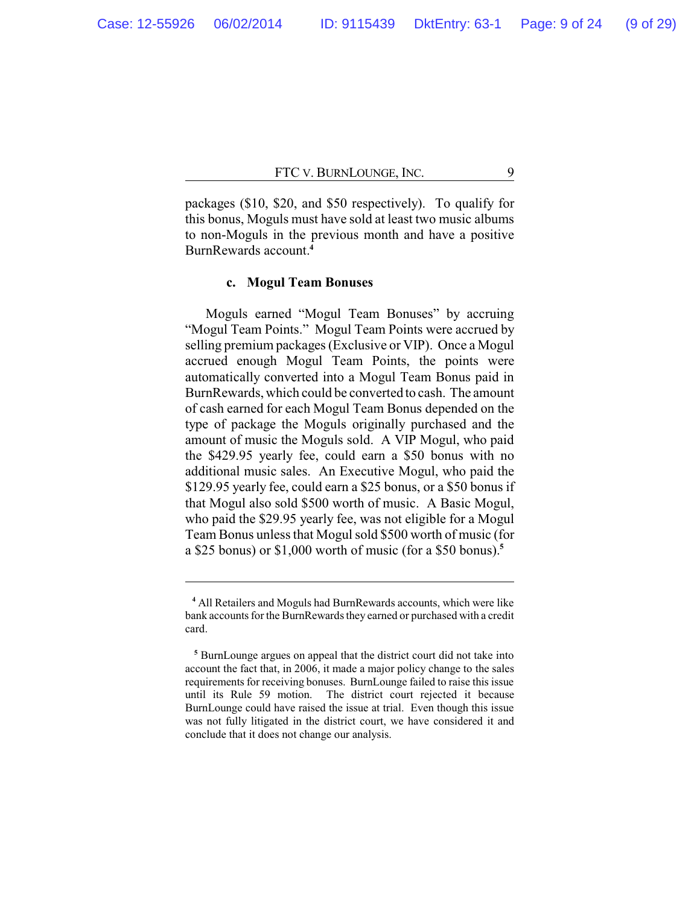packages ($10, $20, and $50 respectively). To qualify for this bonus, Moguls must have sold at least two music albums to non-Moguls in the previous month and have a positive BurnRewards account.[4]

#### c. Mogul Team Bonuses

Moguls earned "Mogul Team Bonuses" by accruing "Mogul Team Points." Mogul Team Points were accrued by selling premium packages (Exclusive or VIP). Once a Mogul accrued enough Mogul Team Points, the points were automatically converted into a Mogul Team Bonus paid in BurnRewards, which could be converted to cash. The amount of cash earned for each Mogul Team Bonus depended on the type of package the Moguls originally purchased and the amount of music the Moguls sold. A VIP Mogul, who paid the $429.95 yearly fee, could earn a $50 bonus with no additional music sales. An Executive Mogul, who paid the $129.95 yearly fee, could earn a $25 bonus, or a $50 bonus if that Mogul also sold $500 worth of music. A Basic Mogul, who paid the $29.95 yearly fee, was not eligible for a Mogul Team Bonus unless that Mogul sold $500 worth of music (for a $25 bonus) or $1,000 worth of music (for a $50 bonus).[5]

---

[4] All Retailers and Moguls had BurnRewards accounts, which were like bank accounts for the BurnRewards they earned or purchased with a credit card.

[5] BurnLounge argues on appeal that the district court did not take into account the fact that, in 2006, it made a major policy change to the sales requirements for receiving bonuses. BurnLounge failed to raise this issue until its Rule 59 motion. The district court rejected it because BurnLounge could have raised the issue at trial. Even though this issue was not fully litigated in the district court, we have considered it and conclude that it does not change our analysis.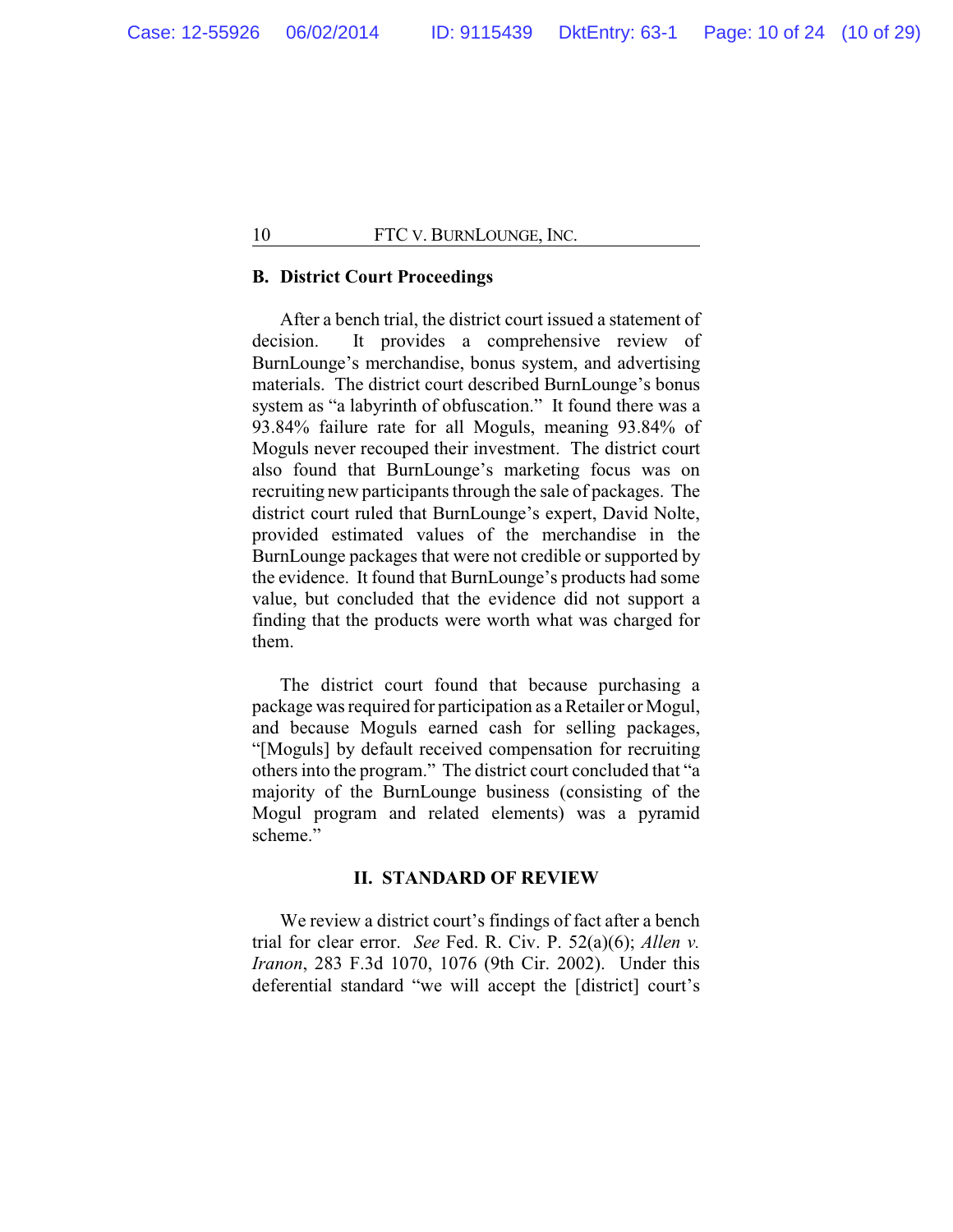### B. District Court Proceedings

After a bench trial, the district court issued a statement of decision. It provides a comprehensive review of BurnLounge's merchandise, bonus system, and advertising materials. The district court described BurnLounge's bonus system as "a labyrinth of obfuscation." It found there was a 93.84% failure rate for all Moguls, meaning 93.84% of Moguls never recouped their investment. The district court also found that BurnLounge's marketing focus was on recruiting new participants through the sale of packages. The district court ruled that BurnLounge's expert, David Nolte, provided estimated values of the merchandise in the BurnLounge packages that were not credible or supported by the evidence. It found that BurnLounge's products had some value, but concluded that the evidence did not support a finding that the products were worth what was charged for them.

The district court found that because purchasing a package was required for participation as a Retailer or Mogul, and because Moguls earned cash for selling packages, "[Moguls] by default received compensation for recruiting others into the program." The district court concluded that "a majority of the BurnLounge business (consisting of the Mogul program and related elements) was a pyramid scheme."

## II. STANDARD OF REVIEW

We review a district court's findings of fact after a bench trial for clear error. *See* Fed. R. Civ. P. 52(a)(6); *Allen v. Iranon*, 283 F.3d 1070, 1076 (9th Cir. 2002). Under this deferential standard "we will accept the [district] court's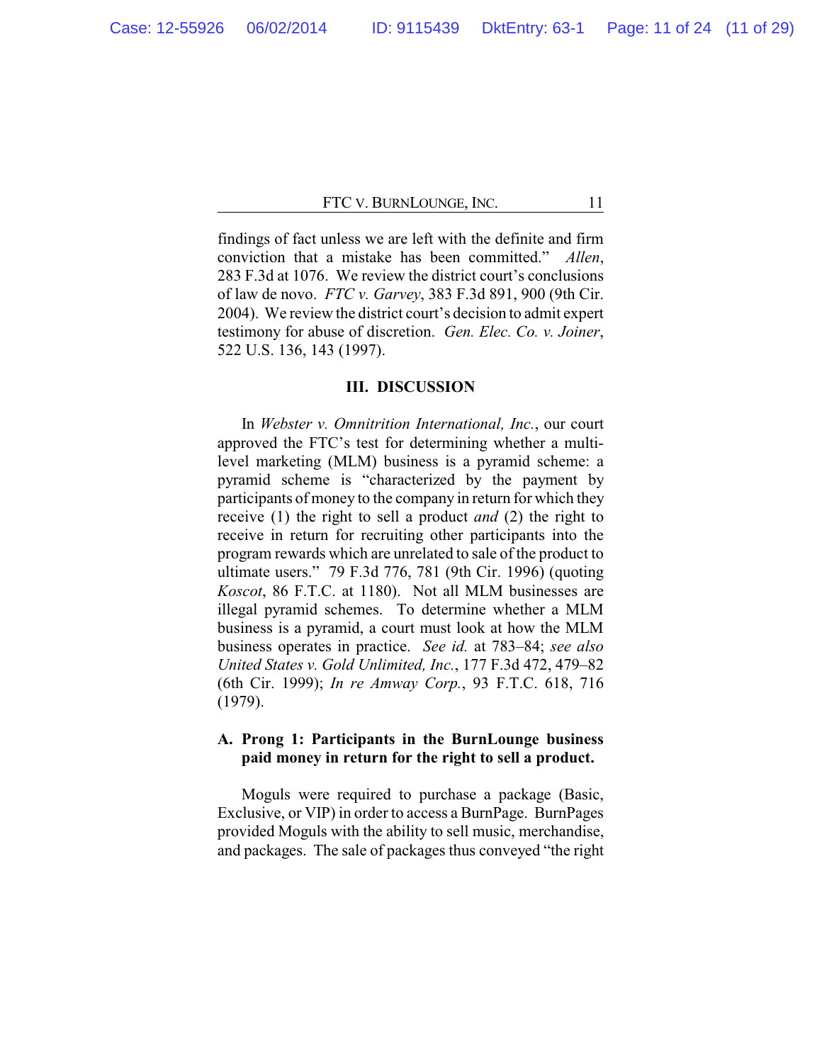findings of fact unless we are left with the definite and firm conviction that a mistake has been committed." *Allen*, 283 F.3d at 1076. We review the district court's conclusions of law de novo. *FTC v. Garvey*, 383 F.3d 891, 900 (9th Cir. 2004). We review the district court's decision to admit expert testimony for abuse of discretion. *Gen. Elec. Co. v. Joiner*, 522 U.S. 136, 143 (1997).

## III. DISCUSSION

In *Webster v. Omnitrition International, Inc.*, our court approved the FTC's test for determining whether a multi-level marketing (MLM) business is a pyramid scheme: a pyramid scheme is "characterized by the payment by participants of money to the company in return for which they receive (1) the right to sell a product *and* (2) the right to receive in return for recruiting other participants into the program rewards which are unrelated to sale of the product to ultimate users." 79 F.3d 776, 781 (9th Cir. 1996) (quoting *Koscot*, 86 F.T.C. at 1180). Not all MLM businesses are illegal pyramid schemes. To determine whether a MLM business is a pyramid, a court must look at how the MLM business operates in practice. *See id.* at 783–84; *see also United States v. Gold Unlimited, Inc.*, 177 F.3d 472, 479–82 (6th Cir. 1999); *In re Amway Corp.*, 93 F.T.C. 618, 716 (1979).

### A. Prong 1: Participants in the BurnLounge business paid money in return for the right to sell a product.

Moguls were required to purchase a package (Basic, Exclusive, or VIP) in order to access a BurnPage. BurnPages provided Moguls with the ability to sell music, merchandise, and packages. The sale of packages thus conveyed "the right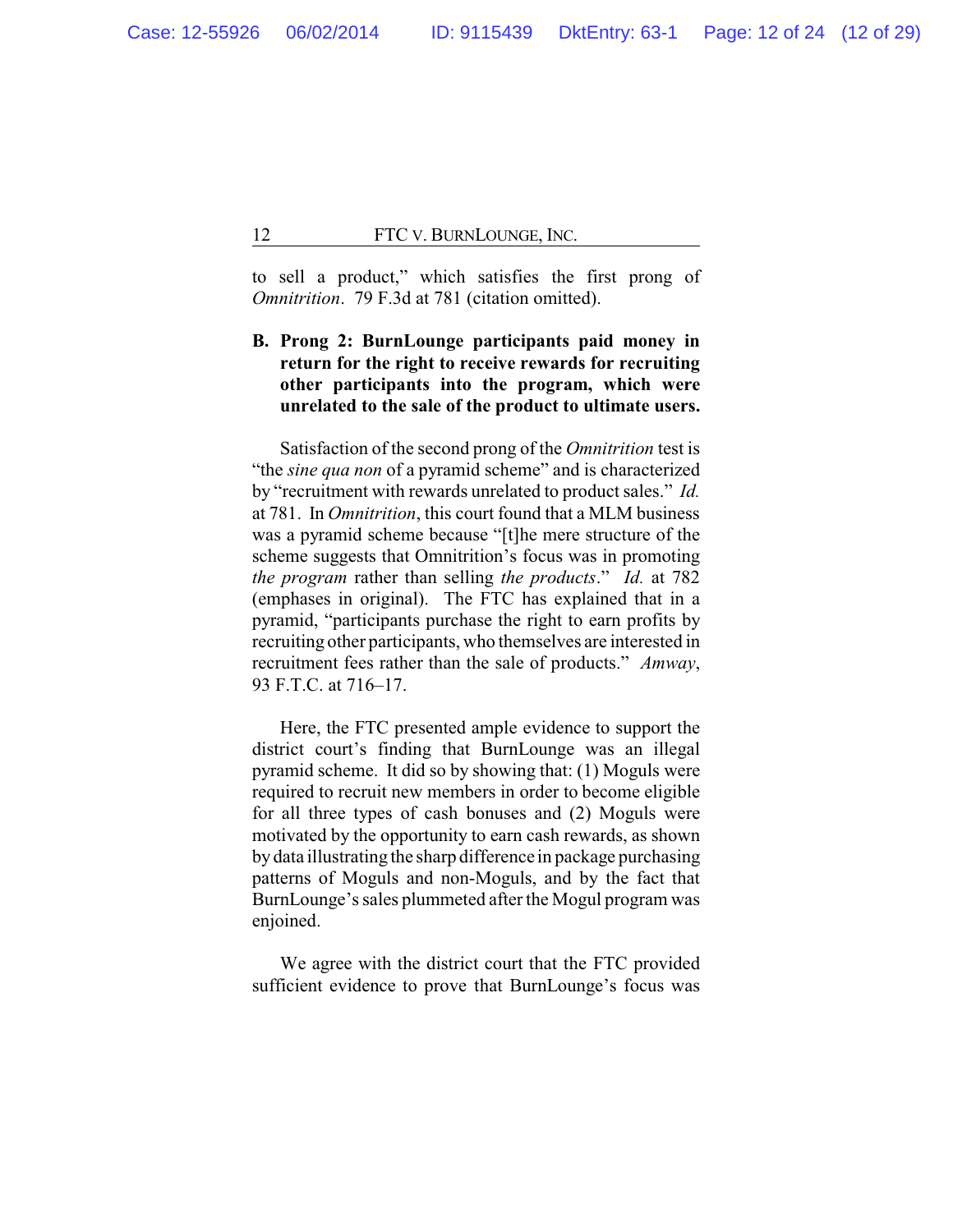to sell a product," which satisfies the first prong of *Omnitrition*. 79 F.3d at 781 (citation omitted).

**B. Prong 2: BurnLounge participants paid money in return for the right to receive rewards for recruiting other participants into the program, which were unrelated to the sale of the product to ultimate users.**

Satisfaction of the second prong of the *Omnitrition* test is "the *sine qua non* of a pyramid scheme" and is characterized by "recruitment with rewards unrelated to product sales." *Id.* at 781. In *Omnitrition*, this court found that a MLM business was a pyramid scheme because "[t]he mere structure of the scheme suggests that Omnitrition's focus was in promoting *the program* rather than selling *the products*." *Id.* at 782 (emphases in original). The FTC has explained that in a pyramid, "participants purchase the right to earn profits by recruiting other participants, who themselves are interested in recruitment fees rather than the sale of products." *Amway*, 93 F.T.C. at 716–17.

Here, the FTC presented ample evidence to support the district court's finding that BurnLounge was an illegal pyramid scheme. It did so by showing that: (1) Moguls were required to recruit new members in order to become eligible for all three types of cash bonuses and (2) Moguls were motivated by the opportunity to earn cash rewards, as shown by data illustrating the sharp difference in package purchasing patterns of Moguls and non-Moguls, and by the fact that BurnLounge's sales plummeted after the Mogul program was enjoined.

We agree with the district court that the FTC provided sufficient evidence to prove that BurnLounge's focus was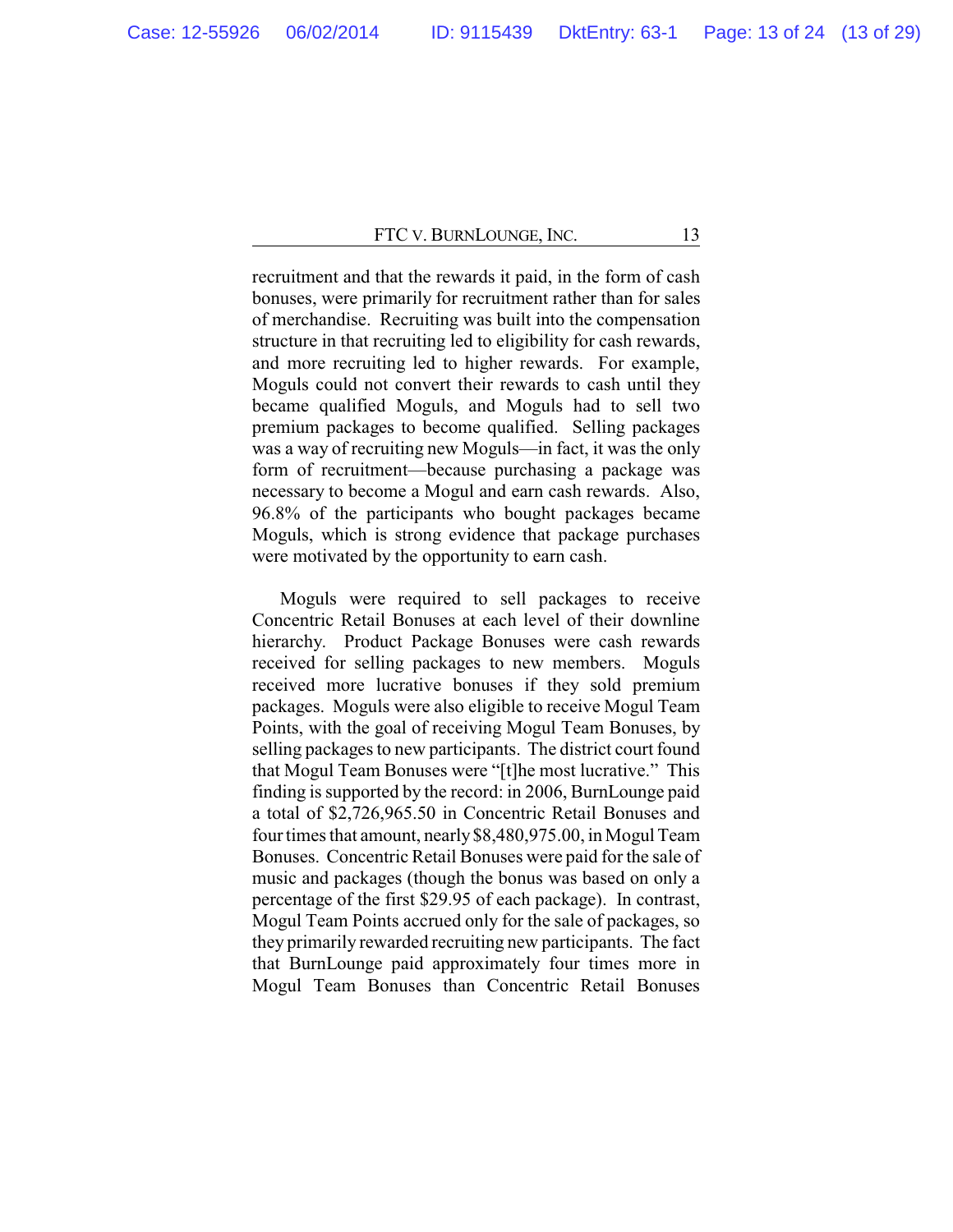recruitment and that the rewards it paid, in the form of cash bonuses, were primarily for recruitment rather than for sales of merchandise. Recruiting was built into the compensation structure in that recruiting led to eligibility for cash rewards, and more recruiting led to higher rewards. For example, Moguls could not convert their rewards to cash until they became qualified Moguls, and Moguls had to sell two premium packages to become qualified. Selling packages was a way of recruiting new Moguls—in fact, it was the only form of recruitment—because purchasing a package was necessary to become a Mogul and earn cash rewards. Also, 96.8% of the participants who bought packages became Moguls, which is strong evidence that package purchases were motivated by the opportunity to earn cash.

Moguls were required to sell packages to receive Concentric Retail Bonuses at each level of their downline hierarchy. Product Package Bonuses were cash rewards received for selling packages to new members. Moguls received more lucrative bonuses if they sold premium packages. Moguls were also eligible to receive Mogul Team Points, with the goal of receiving Mogul Team Bonuses, by selling packages to new participants. The district court found that Mogul Team Bonuses were "[t]he most lucrative." This finding is supported by the record: in 2006, BurnLounge paid a total of $2,726,965.50 in Concentric Retail Bonuses and four times that amount, nearly $8,480,975.00, in Mogul Team Bonuses. Concentric Retail Bonuses were paid for the sale of music and packages (though the bonus was based on only a percentage of the first $29.95 of each package). In contrast, Mogul Team Points accrued only for the sale of packages, so they primarily rewarded recruiting new participants. The fact that BurnLounge paid approximately four times more in Mogul Team Bonuses than Concentric Retail Bonuses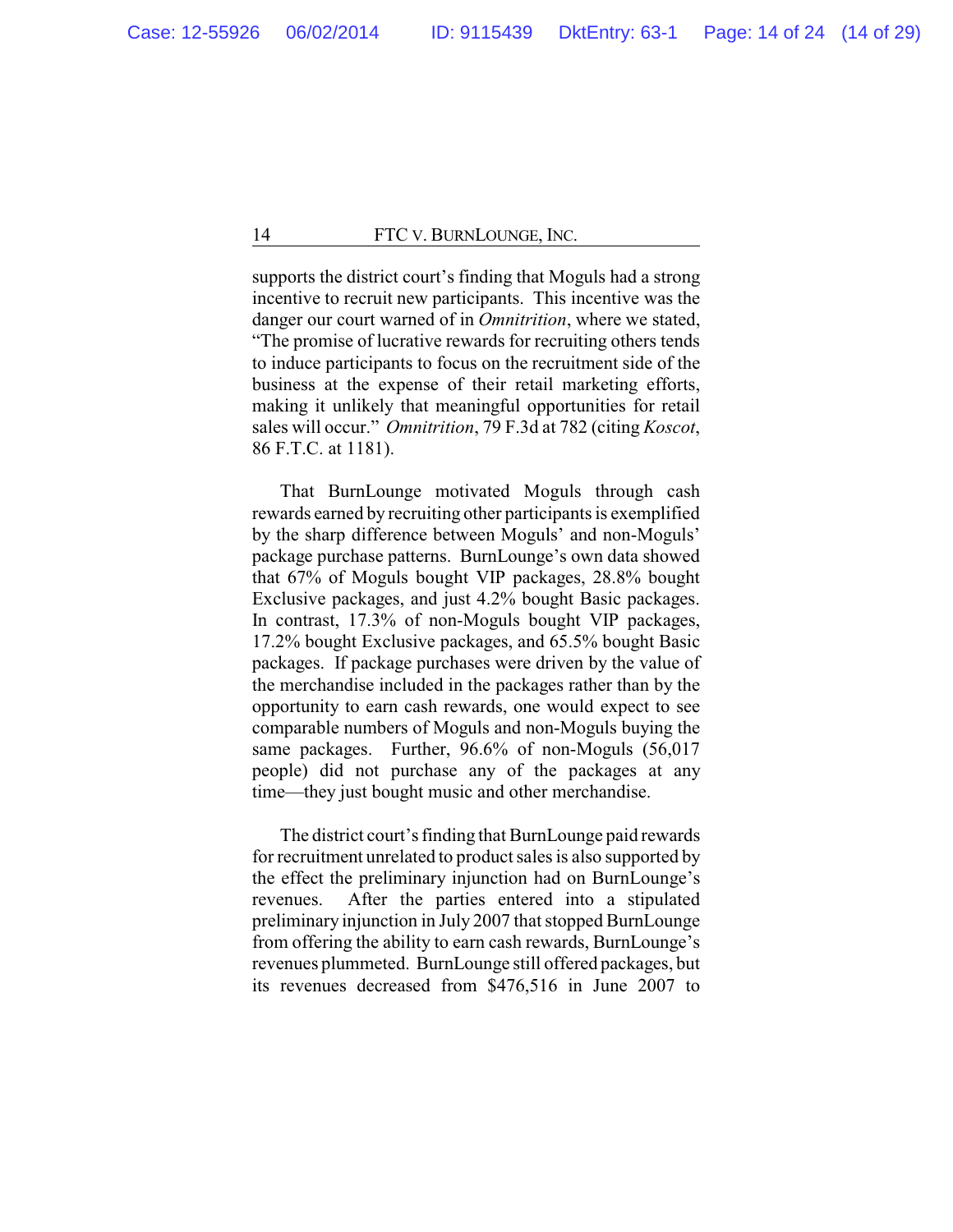supports the district court's finding that Moguls had a strong incentive to recruit new participants. This incentive was the danger our court warned of in *Omnitrition*, where we stated, "The promise of lucrative rewards for recruiting others tends to induce participants to focus on the recruitment side of the business at the expense of their retail marketing efforts, making it unlikely that meaningful opportunities for retail sales will occur." *Omnitrition*, 79 F.3d at 782 (citing *Koscot*, 86 F.T.C. at 1181).

That BurnLounge motivated Moguls through cash rewards earned by recruiting other participants is exemplified by the sharp difference between Moguls' and non-Moguls' package purchase patterns. BurnLounge's own data showed that 67% of Moguls bought VIP packages, 28.8% bought Exclusive packages, and just 4.2% bought Basic packages. In contrast, 17.3% of non-Moguls bought VIP packages, 17.2% bought Exclusive packages, and 65.5% bought Basic packages. If package purchases were driven by the value of the merchandise included in the packages rather than by the opportunity to earn cash rewards, one would expect to see comparable numbers of Moguls and non-Moguls buying the same packages. Further, 96.6% of non-Moguls (56,017 people) did not purchase any of the packages at any time—they just bought music and other merchandise.

The district court's finding that BurnLounge paid rewards for recruitment unrelated to product sales is also supported by the effect the preliminary injunction had on BurnLounge's revenues. After the parties entered into a stipulated preliminary injunction in July 2007 that stopped BurnLounge from offering the ability to earn cash rewards, BurnLounge's revenues plummeted. BurnLounge still offered packages, but its revenues decreased from $476,516 in June 2007 to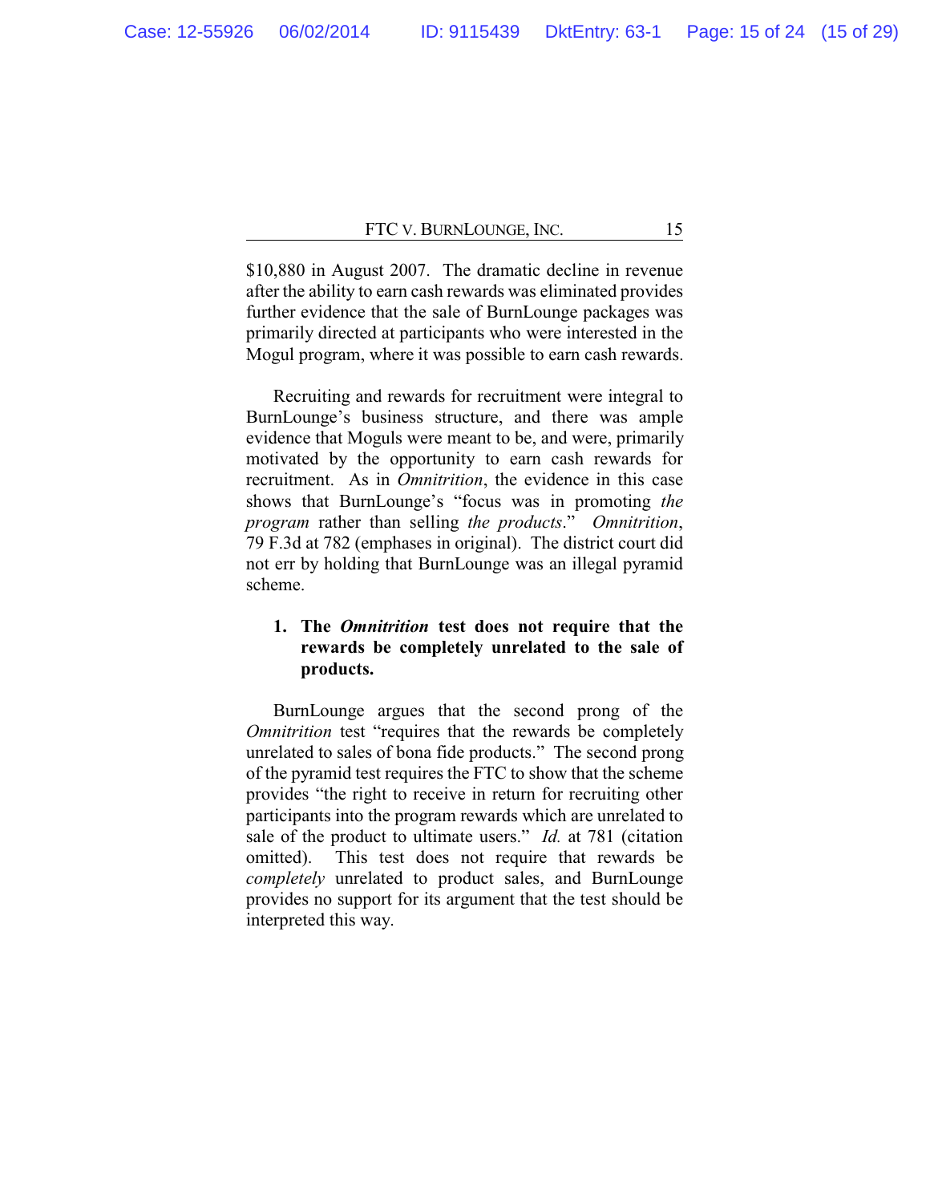$10,880 in August 2007. The dramatic decline in revenue after the ability to earn cash rewards was eliminated provides further evidence that the sale of BurnLounge packages was primarily directed at participants who were interested in the Mogul program, where it was possible to earn cash rewards.

Recruiting and rewards for recruitment were integral to BurnLounge's business structure, and there was ample evidence that Moguls were meant to be, and were, primarily motivated by the opportunity to earn cash rewards for recruitment. As in *Omnitrition*, the evidence in this case shows that BurnLounge's "focus was in promoting *the program* rather than selling *the products*." *Omnitrition*, 79 F.3d at 782 (emphases in original). The district court did not err by holding that BurnLounge was an illegal pyramid scheme.

**1. The *Omnitrition* test does not require that the rewards be completely unrelated to the sale of products.**

BurnLounge argues that the second prong of the *Omnitrition* test "requires that the rewards be completely unrelated to sales of bona fide products." The second prong of the pyramid test requires the FTC to show that the scheme provides "the right to receive in return for recruiting other participants into the program rewards which are unrelated to sale of the product to ultimate users." *Id.* at 781 (citation omitted). This test does not require that rewards be *completely* unrelated to product sales, and BurnLounge provides no support for its argument that the test should be interpreted this way.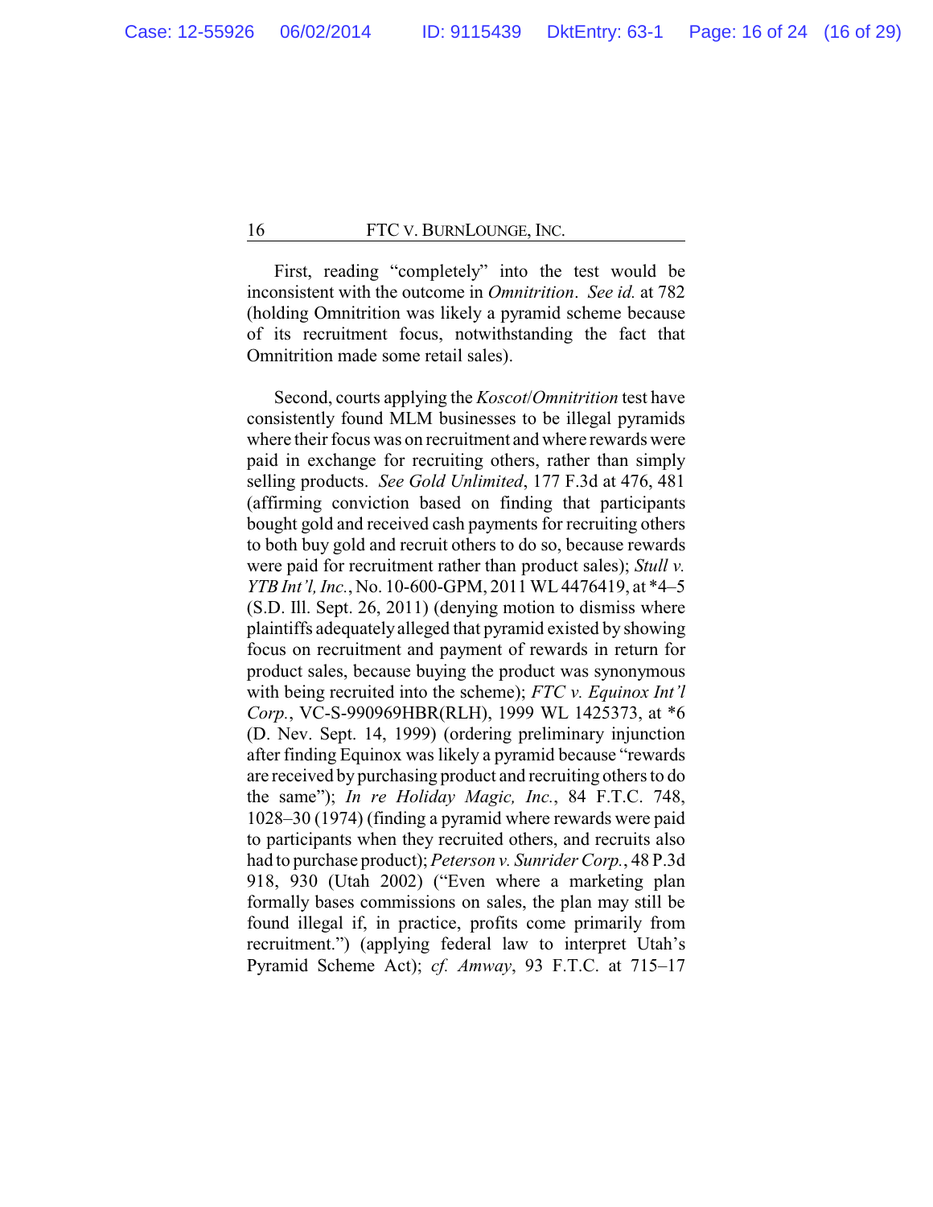First, reading "completely" into the test would be inconsistent with the outcome in *Omnitrition*. *See id.* at 782 (holding Omnitrition was likely a pyramid scheme because of its recruitment focus, notwithstanding the fact that Omnitrition made some retail sales).

Second, courts applying the *Koscot*/*Omnitrition* test have consistently found MLM businesses to be illegal pyramids where their focus was on recruitment and where rewards were paid in exchange for recruiting others, rather than simply selling products. *See Gold Unlimited*, 177 F.3d at 476, 481 (affirming conviction based on finding that participants bought gold and received cash payments for recruiting others to both buy gold and recruit others to do so, because rewards were paid for recruitment rather than product sales); *Stull v. YTB Int'l, Inc.*, No. 10-600-GPM, 2011 WL 4476419, at *4–5 (S.D. Ill. Sept. 26, 2011) (denying motion to dismiss where plaintiffs adequately alleged that pyramid existed by showing focus on recruitment and payment of rewards in return for product sales, because buying the product was synonymous with being recruited into the scheme); *FTC v. Equinox Int'l Corp.*, VC-S-990969HBR(RLH), 1999 WL 1425373, at *6 (D. Nev. Sept. 14, 1999) (ordering preliminary injunction after finding Equinox was likely a pyramid because "rewards are received by purchasing product and recruiting others to do the same"); *In re Holiday Magic, Inc.*, 84 F.T.C. 748, 1028–30 (1974) (finding a pyramid where rewards were paid to participants when they recruited others, and recruits also had to purchase product); *Peterson v. Sunrider Corp.*, 48 P.3d 918, 930 (Utah 2002) ("Even where a marketing plan formally bases commissions on sales, the plan may still be found illegal if, in practice, profits come primarily from recruitment.") (applying federal law to interpret Utah's Pyramid Scheme Act); *cf. Amway*, 93 F.T.C. at 715–17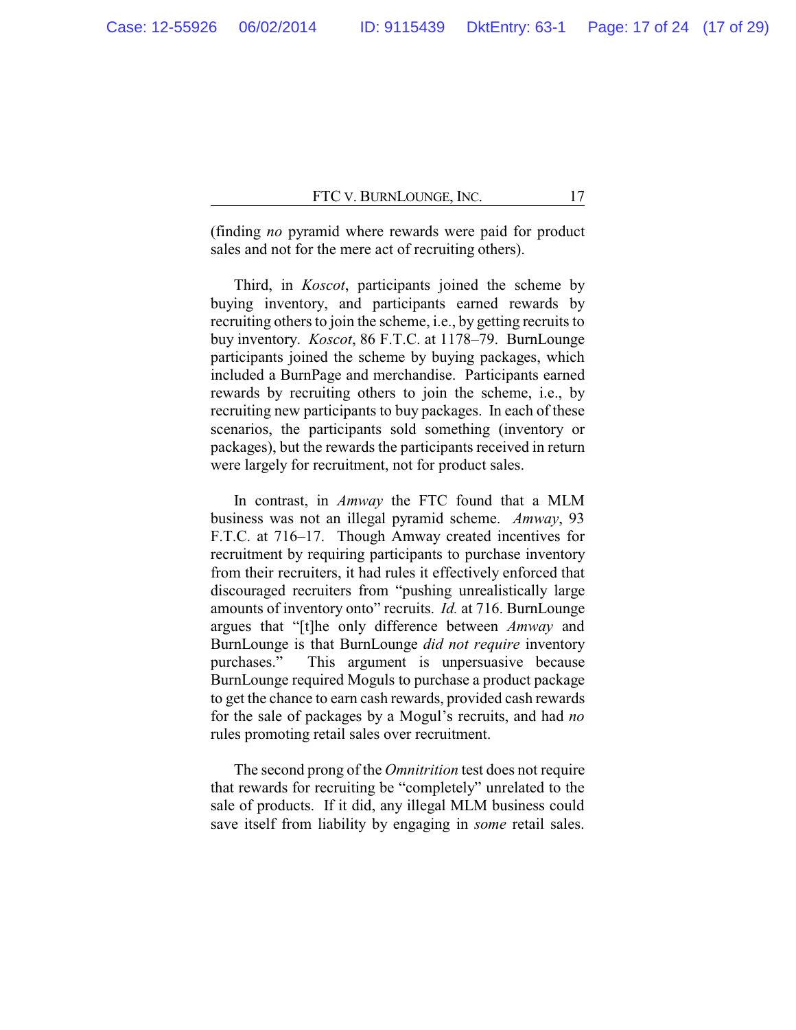(finding *no* pyramid where rewards were paid for product sales and not for the mere act of recruiting others).

Third, in *Koscot*, participants joined the scheme by buying inventory, and participants earned rewards by recruiting others to join the scheme, i.e., by getting recruits to buy inventory. *Koscot*, 86 F.T.C. at 1178–79. BurnLounge participants joined the scheme by buying packages, which included a BurnPage and merchandise. Participants earned rewards by recruiting others to join the scheme, i.e., by recruiting new participants to buy packages. In each of these scenarios, the participants sold something (inventory or packages), but the rewards the participants received in return were largely for recruitment, not for product sales.

In contrast, in *Amway* the FTC found that a MLM business was not an illegal pyramid scheme. *Amway*, 93 F.T.C. at 716–17. Though Amway created incentives for recruitment by requiring participants to purchase inventory from their recruiters, it had rules it effectively enforced that discouraged recruiters from "pushing unrealistically large amounts of inventory onto" recruits. *Id.* at 716. BurnLounge argues that "[t]he only difference between *Amway* and BurnLounge is that BurnLounge *did not require* inventory purchases." This argument is unpersuasive because BurnLounge required Moguls to purchase a product package to get the chance to earn cash rewards, provided cash rewards for the sale of packages by a Mogul's recruits, and had *no* rules promoting retail sales over recruitment.

The second prong of the *Omnitrition* test does not require that rewards for recruiting be "completely" unrelated to the sale of products. If it did, any illegal MLM business could save itself from liability by engaging in *some* retail sales.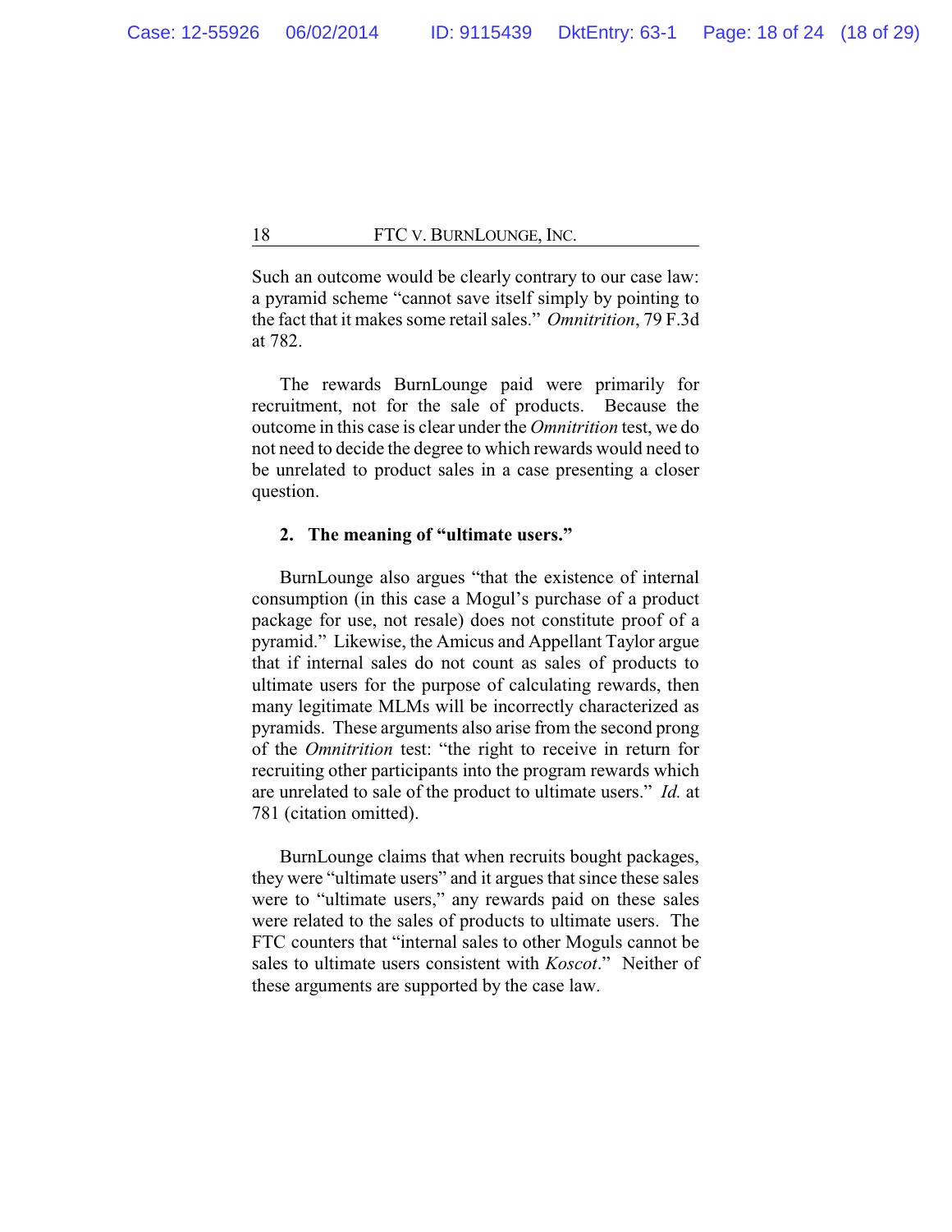Such an outcome would be clearly contrary to our case law: a pyramid scheme "cannot save itself simply by pointing to the fact that it makes some retail sales." *Omnitrition*, 79 F.3d at 782.

The rewards BurnLounge paid were primarily for recruitment, not for the sale of products. Because the outcome in this case is clear under the *Omnitrition* test, we do not need to decide the degree to which rewards would need to be unrelated to product sales in a case presenting a closer question.

**2. The meaning of "ultimate users."**

BurnLounge also argues "that the existence of internal consumption (in this case a Mogul's purchase of a product package for use, not resale) does not constitute proof of a pyramid." Likewise, the Amicus and Appellant Taylor argue that if internal sales do not count as sales of products to ultimate users for the purpose of calculating rewards, then many legitimate MLMs will be incorrectly characterized as pyramids. These arguments also arise from the second prong of the *Omnitrition* test: "the right to receive in return for recruiting other participants into the program rewards which are unrelated to sale of the product to ultimate users." *Id.* at 781 (citation omitted).

BurnLounge claims that when recruits bought packages, they were "ultimate users" and it argues that since these sales were to "ultimate users," any rewards paid on these sales were related to the sales of products to ultimate users. The FTC counters that "internal sales to other Moguls cannot be sales to ultimate users consistent with *Koscot*." Neither of these arguments are supported by the case law.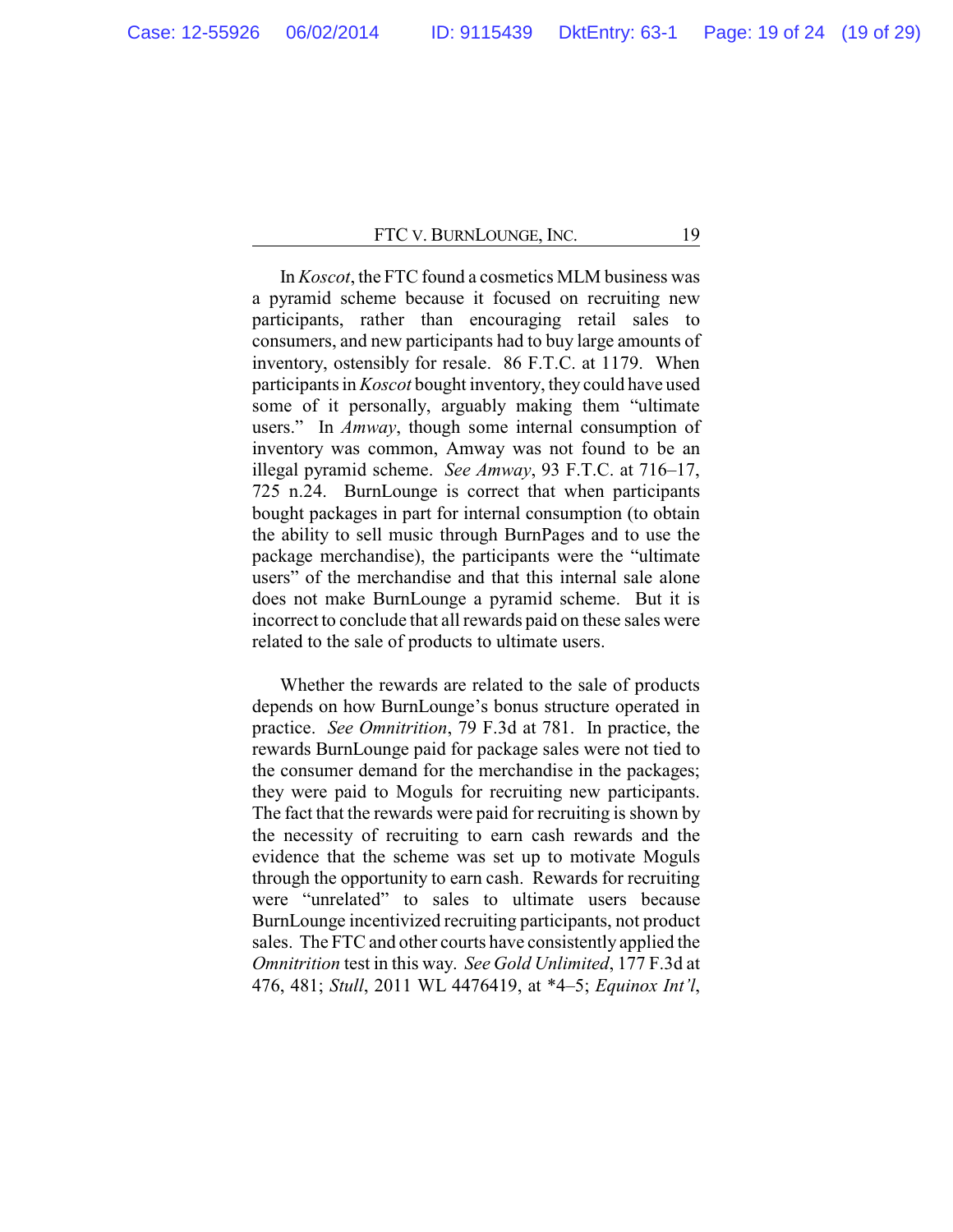In *Koscot*, the FTC found a cosmetics MLM business was a pyramid scheme because it focused on recruiting new participants, rather than encouraging retail sales to consumers, and new participants had to buy large amounts of inventory, ostensibly for resale. 86 F.T.C. at 1179. When participants in *Koscot* bought inventory, they could have used some of it personally, arguably making them "ultimate users." In *Amway*, though some internal consumption of inventory was common, Amway was not found to be an illegal pyramid scheme. *See Amway*, 93 F.T.C. at 716–17, 725 n.24. BurnLounge is correct that when participants bought packages in part for internal consumption (to obtain the ability to sell music through BurnPages and to use the package merchandise), the participants were the "ultimate users" of the merchandise and that this internal sale alone does not make BurnLounge a pyramid scheme. But it is incorrect to conclude that all rewards paid on these sales were related to the sale of products to ultimate users.

Whether the rewards are related to the sale of products depends on how BurnLounge's bonus structure operated in practice. *See Omnitrition*, 79 F.3d at 781. In practice, the rewards BurnLounge paid for package sales were not tied to the consumer demand for the merchandise in the packages; they were paid to Moguls for recruiting new participants. The fact that the rewards were paid for recruiting is shown by the necessity of recruiting to earn cash rewards and the evidence that the scheme was set up to motivate Moguls through the opportunity to earn cash. Rewards for recruiting were "unrelated" to sales to ultimate users because BurnLounge incentivized recruiting participants, not product sales. The FTC and other courts have consistently applied the *Omnitrition* test in this way. *See Gold Unlimited*, 177 F.3d at 476, 481; *Stull*, 2011 WL 4476419, at *4–5; *Equinox Int'l*,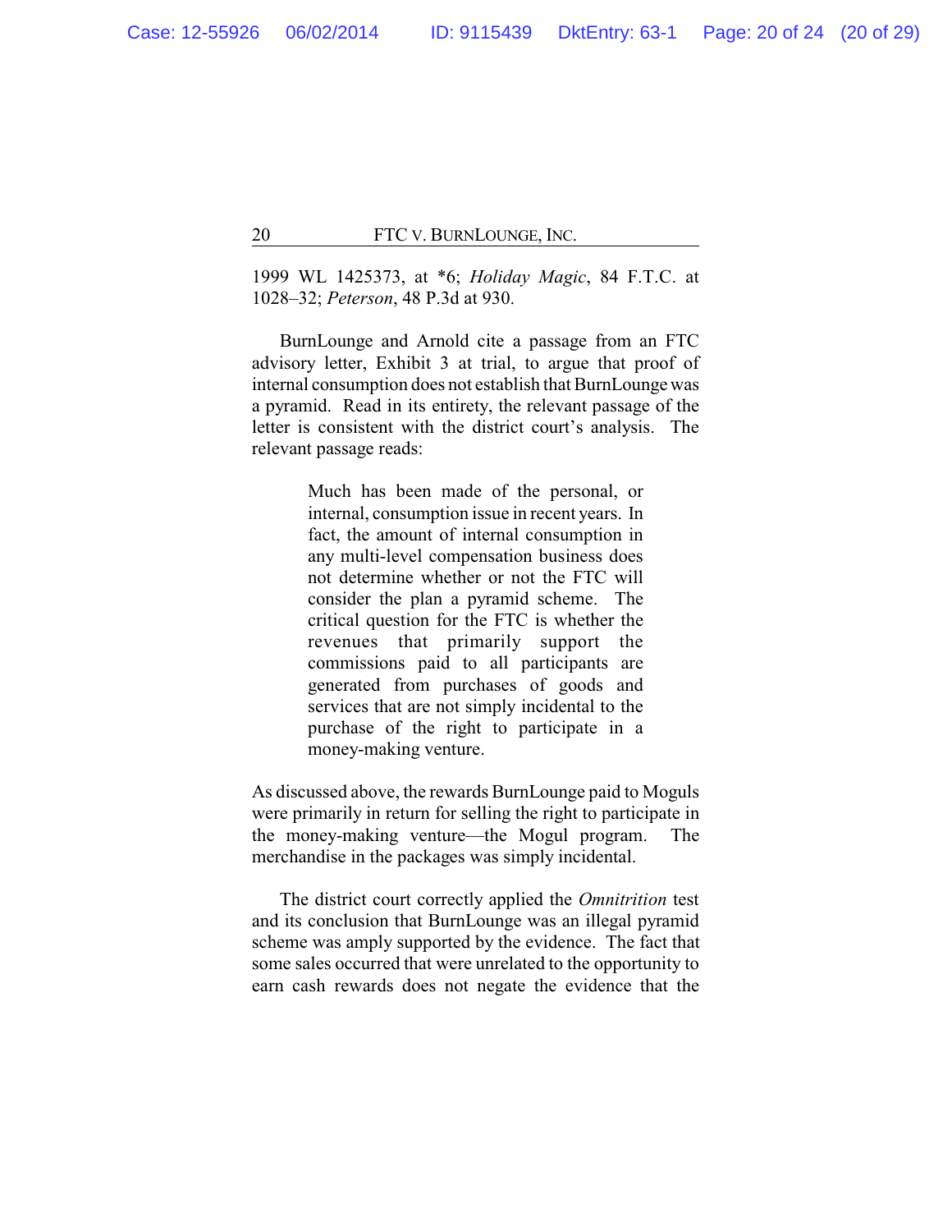1999 WL 1425373, at *6; *Holiday Magic*, 84 F.T.C. at 1028–32; *Peterson*, 48 P.3d at 930.

BurnLounge and Arnold cite a passage from an FTC advisory letter, Exhibit 3 at trial, to argue that proof of internal consumption does not establish that BurnLounge was a pyramid. Read in its entirety, the relevant passage of the letter is consistent with the district court's analysis. The relevant passage reads:

> Much has been made of the personal, or internal, consumption issue in recent years. In fact, the amount of internal consumption in any multi-level compensation business does not determine whether or not the FTC will consider the plan a pyramid scheme. The critical question for the FTC is whether the revenues that primarily support the commissions paid to all participants are generated from purchases of goods and services that are not simply incidental to the purchase of the right to participate in a money-making venture.

As discussed above, the rewards BurnLounge paid to Moguls were primarily in return for selling the right to participate in the money-making venture—the Mogul program. The merchandise in the packages was simply incidental.

The district court correctly applied the *Omnitrition* test and its conclusion that BurnLounge was an illegal pyramid scheme was amply supported by the evidence. The fact that some sales occurred that were unrelated to the opportunity to earn cash rewards does not negate the evidence that the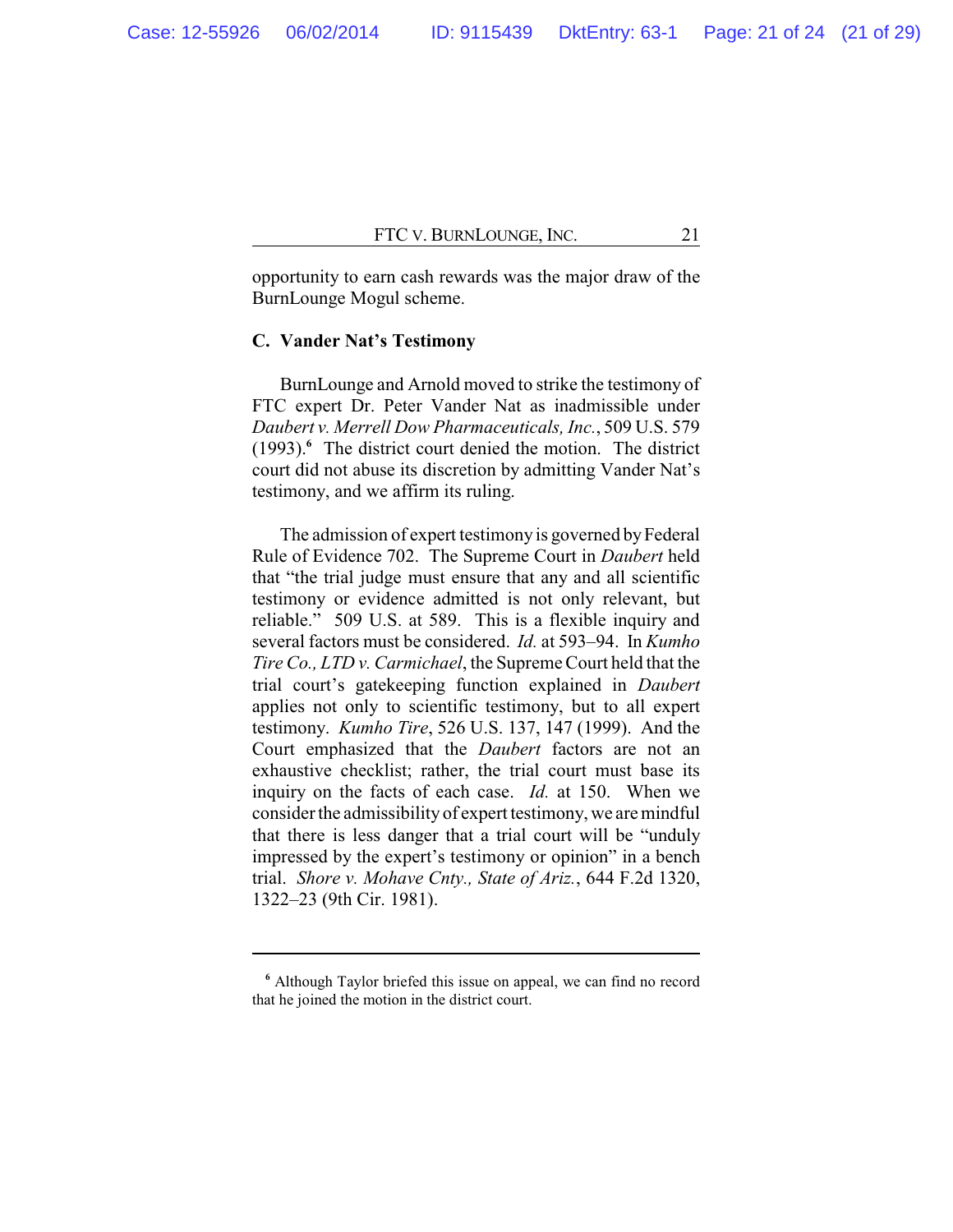opportunity to earn cash rewards was the major draw of the BurnLounge Mogul scheme.

### C. Vander Nat's Testimony

BurnLounge and Arnold moved to strike the testimony of FTC expert Dr. Peter Vander Nat as inadmissible under *Daubert v. Merrell Dow Pharmaceuticals, Inc.*, 509 U.S. 579 (1993).[6] The district court denied the motion. The district court did not abuse its discretion by admitting Vander Nat's testimony, and we affirm its ruling.

The admission of expert testimony is governed by Federal Rule of Evidence 702. The Supreme Court in *Daubert* held that "the trial judge must ensure that any and all scientific testimony or evidence admitted is not only relevant, but reliable." 509 U.S. at 589. This is a flexible inquiry and several factors must be considered. *Id.* at 593–94. In *Kumho Tire Co., LTD v. Carmichael*, the Supreme Court held that the trial court's gatekeeping function explained in *Daubert* applies not only to scientific testimony, but to all expert testimony. *Kumho Tire*, 526 U.S. 137, 147 (1999). And the Court emphasized that the *Daubert* factors are not an exhaustive checklist; rather, the trial court must base its inquiry on the facts of each case. *Id.* at 150. When we consider the admissibility of expert testimony, we are mindful that there is less danger that a trial court will be "unduly impressed by the expert's testimony or opinion" in a bench trial. *Shore v. Mohave Cnty., State of Ariz.*, 644 F.2d 1320, 1322–23 (9th Cir. 1981).

---

[6] Although Taylor briefed this issue on appeal, we can find no record that he joined the motion in the district court.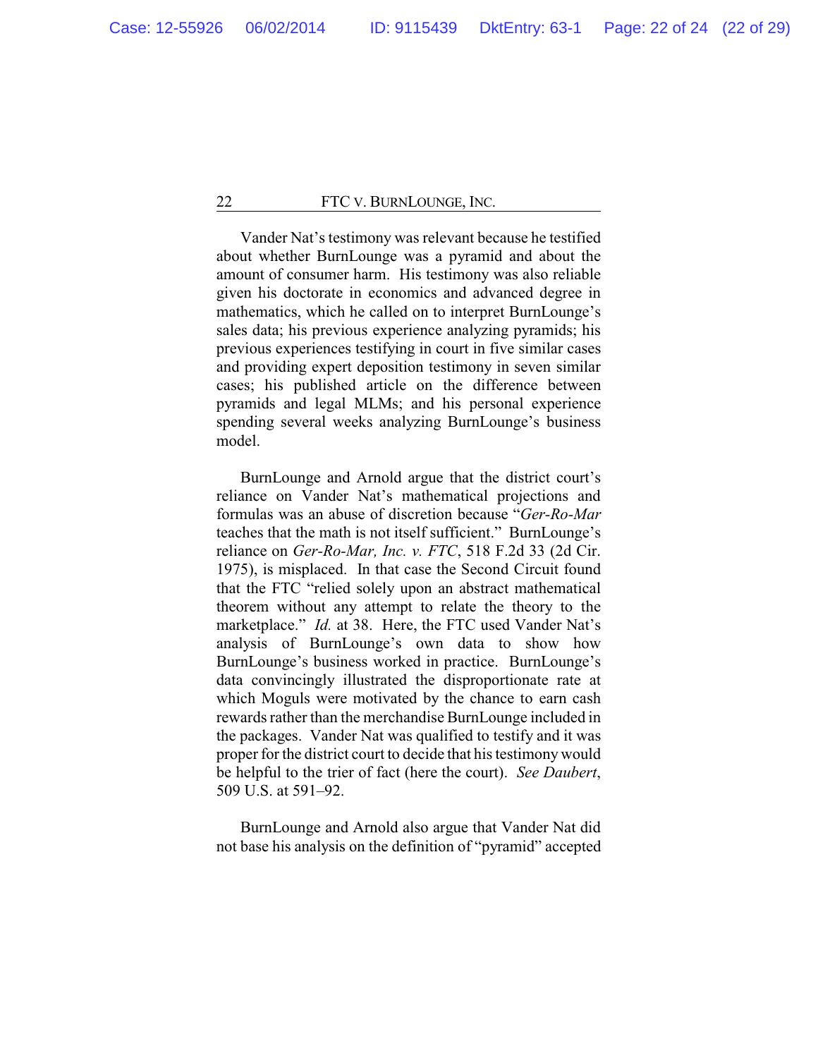Vander Nat's testimony was relevant because he testified about whether BurnLounge was a pyramid and about the amount of consumer harm. His testimony was also reliable given his doctorate in economics and advanced degree in mathematics, which he called on to interpret BurnLounge's sales data; his previous experience analyzing pyramids; his previous experiences testifying in court in five similar cases and providing expert deposition testimony in seven similar cases; his published article on the difference between pyramids and legal MLMs; and his personal experience spending several weeks analyzing BurnLounge's business model.

BurnLounge and Arnold argue that the district court's reliance on Vander Nat's mathematical projections and formulas was an abuse of discretion because "*Ger-Ro-Mar* teaches that the math is not itself sufficient." BurnLounge's reliance on *Ger-Ro-Mar, Inc. v. FTC*, 518 F.2d 33 (2d Cir. 1975), is misplaced. In that case the Second Circuit found that the FTC "relied solely upon an abstract mathematical theorem without any attempt to relate the theory to the marketplace." *Id.* at 38. Here, the FTC used Vander Nat's analysis of BurnLounge's own data to show how BurnLounge's business worked in practice. BurnLounge's data convincingly illustrated the disproportionate rate at which Moguls were motivated by the chance to earn cash rewards rather than the merchandise BurnLounge included in the packages. Vander Nat was qualified to testify and it was proper for the district court to decide that his testimony would be helpful to the trier of fact (here the court). *See Daubert*, 509 U.S. at 591–92.

BurnLounge and Arnold also argue that Vander Nat did not base his analysis on the definition of "pyramid" accepted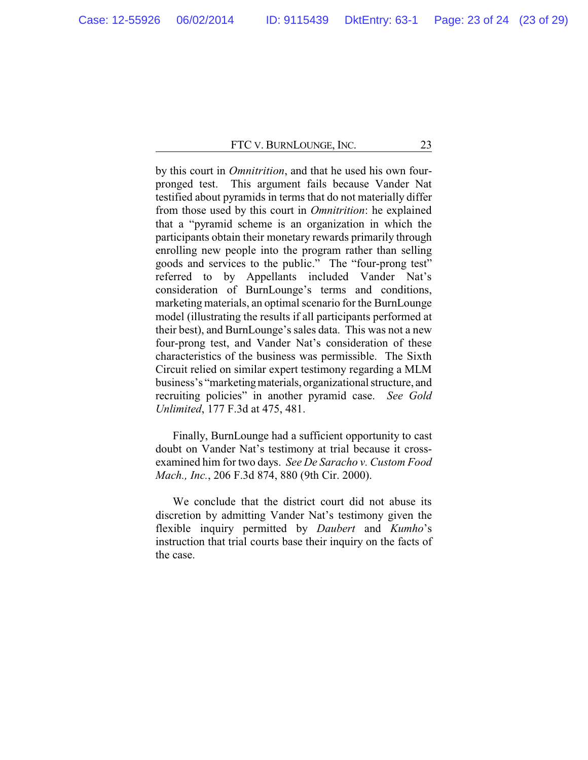by this court in *Omnitrition*, and that he used his own four-pronged test. This argument fails because Vander Nat testified about pyramids in terms that do not materially differ from those used by this court in *Omnitrition*: he explained that a "pyramid scheme is an organization in which the participants obtain their monetary rewards primarily through enrolling new people into the program rather than selling goods and services to the public." The "four-prong test" referred to by Appellants included Vander Nat's consideration of BurnLounge's terms and conditions, marketing materials, an optimal scenario for the BurnLounge model (illustrating the results if all participants performed at their best), and BurnLounge's sales data. This was not a new four-prong test, and Vander Nat's consideration of these characteristics of the business was permissible. The Sixth Circuit relied on similar expert testimony regarding a MLM business's "marketing materials, organizational structure, and recruiting policies" in another pyramid case. *See Gold Unlimited*, 177 F.3d at 475, 481.

Finally, BurnLounge had a sufficient opportunity to cast doubt on Vander Nat's testimony at trial because it cross-examined him for two days. *See De Saracho v. Custom Food Mach., Inc.*, 206 F.3d 874, 880 (9th Cir. 2000).

We conclude that the district court did not abuse its discretion by admitting Vander Nat's testimony given the flexible inquiry permitted by *Daubert* and *Kumho*'s instruction that trial courts base their inquiry on the facts of the case.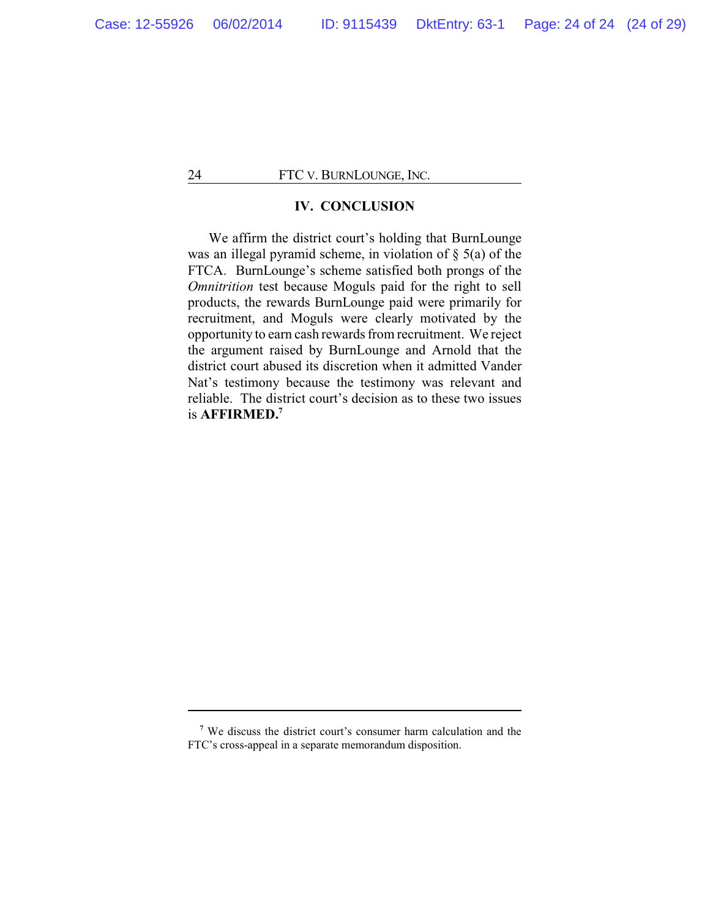## IV. CONCLUSION

We affirm the district court's holding that BurnLounge was an illegal pyramid scheme, in violation of § 5(a) of the FTCA. BurnLounge's scheme satisfied both prongs of the *Omnitrition* test because Moguls paid for the right to sell products, the rewards BurnLounge paid were primarily for recruitment, and Moguls were clearly motivated by the opportunity to earn cash rewards from recruitment. We reject the argument raised by BurnLounge and Arnold that the district court abused its discretion when it admitted Vander Nat's testimony because the testimony was relevant and reliable. The district court's decision as to these two issues is **AFFIRMED.**[7]

---

[7] We discuss the district court's consumer harm calculation and the FTC's cross-appeal in a separate memorandum disposition.